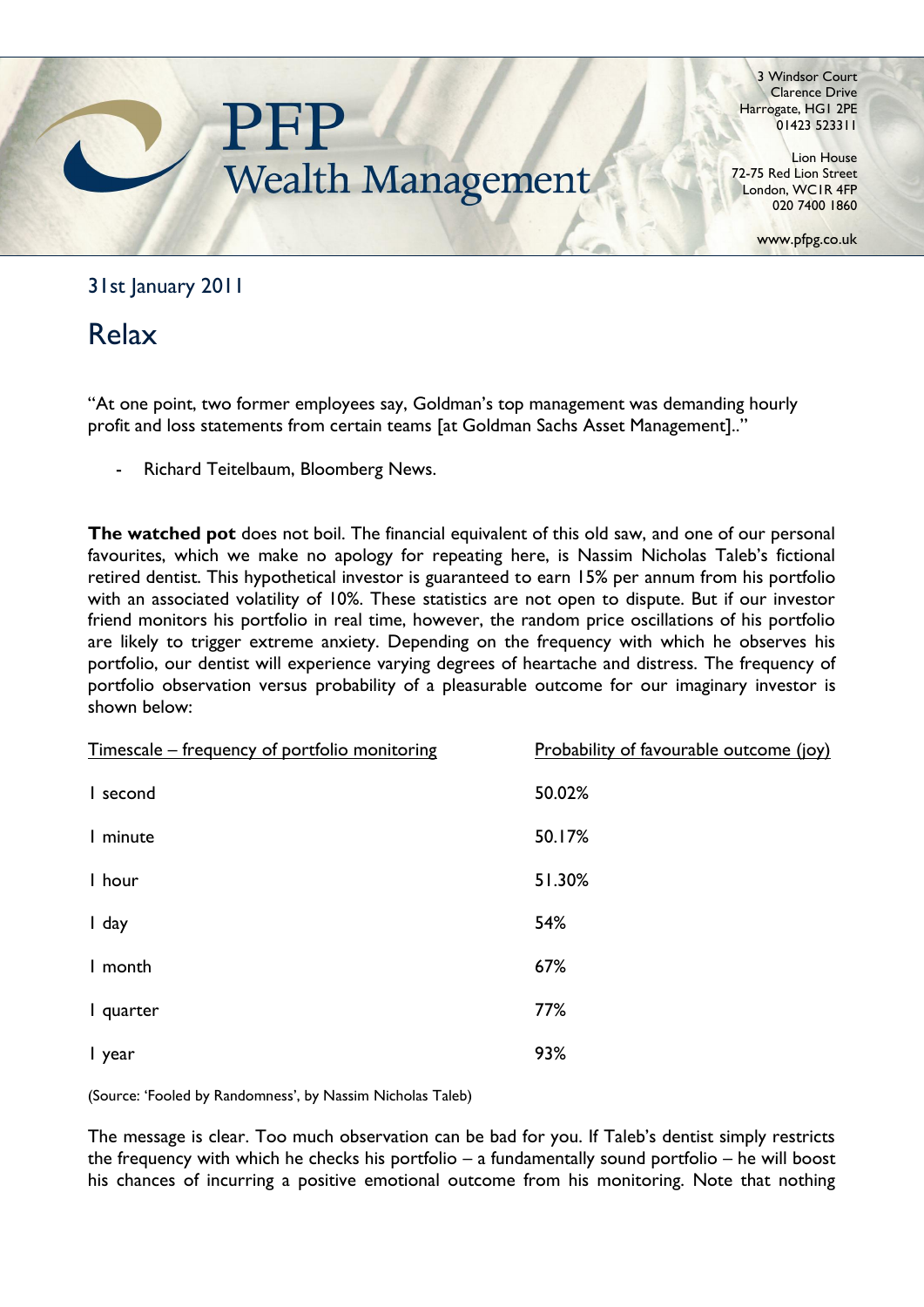PFP Wealth Management

3 Windsor Court
Clarence Drive
Harrogate, HG1 2PE
01423 523311

Lion House
72-75 Red Lion Street
London, WC1R 4FP
020 7400 1860

www.pfpg.co.uk

31st January 2011

# Relax

"At one point, two former employees say, Goldman's top management was demanding hourly profit and loss statements from certain teams [at Goldman Sachs Asset Management].."

- Richard Teitelbaum, Bloomberg News.

**The watched pot** does not boil. The financial equivalent of this old saw, and one of our personal favourites, which we make no apology for repeating here, is Nassim Nicholas Taleb's fictional retired dentist. This hypothetical investor is guaranteed to earn 15% per annum from his portfolio with an associated volatility of 10%. These statistics are not open to dispute. But if our investor friend monitors his portfolio in real time, however, the random price oscillations of his portfolio are likely to trigger extreme anxiety. Depending on the frequency with which he observes his portfolio, our dentist will experience varying degrees of heartache and distress. The frequency of portfolio observation versus probability of a pleasurable outcome for our imaginary investor is shown below:

| Timescale – frequency of portfolio monitoring | Probability of favourable outcome (joy) |
|---|---|
| 1 second | 50.02% |
| 1 minute | 50.17% |
| 1 hour | 51.30% |
| 1 day | 54% |
| 1 month | 67% |
| 1 quarter | 77% |
| 1 year | 93% |

(Source: 'Fooled by Randomness', by Nassim Nicholas Taleb)

The message is clear. Too much observation can be bad for you. If Taleb's dentist simply restricts the frequency with which he checks his portfolio – a fundamentally sound portfolio – he will boost his chances of incurring a positive emotional outcome from his monitoring. Note that nothing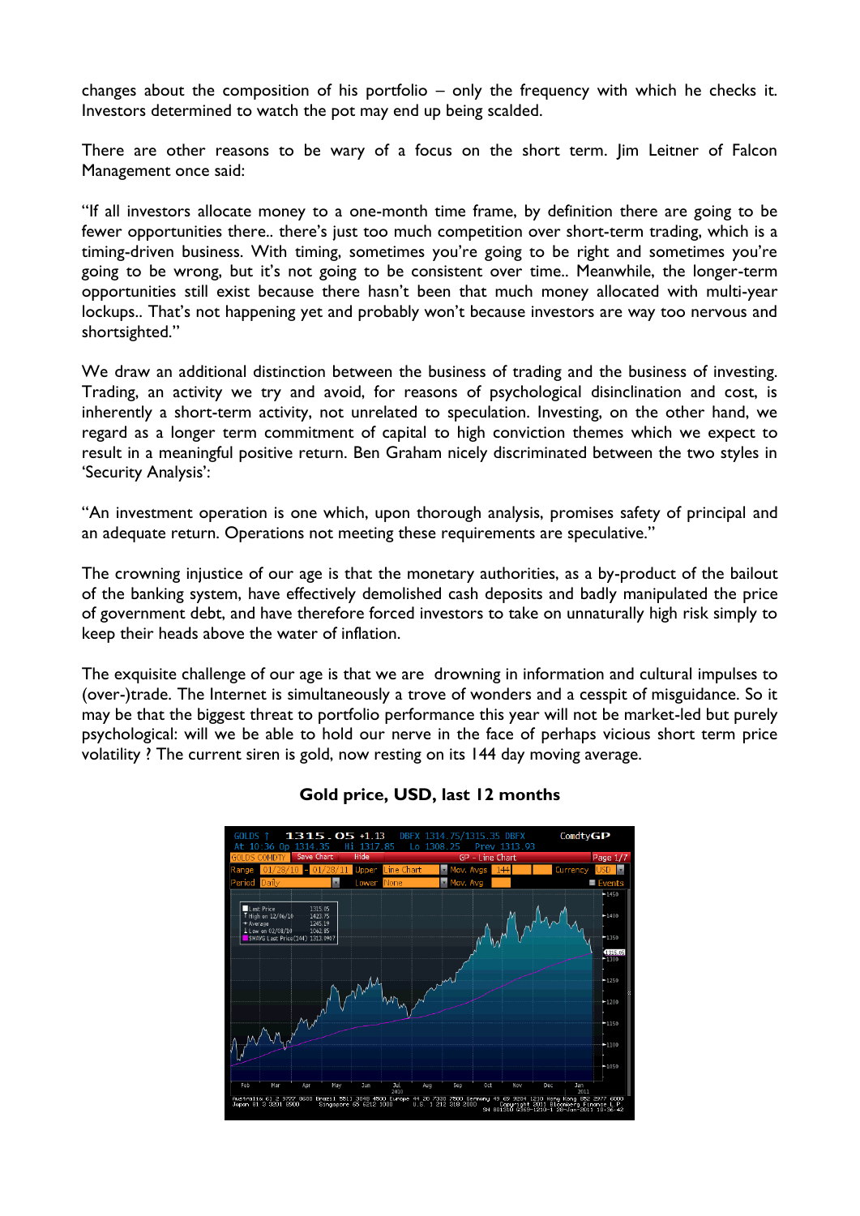changes about the composition of his portfolio – only the frequency with which he checks it. Investors determined to watch the pot may end up being scalded.

There are other reasons to be wary of a focus on the short term. Jim Leitner of Falcon Management once said:

"If all investors allocate money to a one-month time frame, by definition there are going to be fewer opportunities there.. there's just too much competition over short-term trading, which is a timing-driven business. With timing, sometimes you're going to be right and sometimes you're going to be wrong, but it's not going to be consistent over time.. Meanwhile, the longer-term opportunities still exist because there hasn't been that much money allocated with multi-year lockups.. That's not happening yet and probably won't because investors are way too nervous and shortsighted."

We draw an additional distinction between the business of trading and the business of investing. Trading, an activity we try and avoid, for reasons of psychological disinclination and cost, is inherently a short-term activity, not unrelated to speculation. Investing, on the other hand, we regard as a longer term commitment of capital to high conviction themes which we expect to result in a meaningful positive return. Ben Graham nicely discriminated between the two styles in 'Security Analysis':

"An investment operation is one which, upon thorough analysis, promises safety of principal and an adequate return. Operations not meeting these requirements are speculative."

The crowning injustice of our age is that the monetary authorities, as a by-product of the bailout of the banking system, have effectively demolished cash deposits and badly manipulated the price of government debt, and have therefore forced investors to take on unnaturally high risk simply to keep their heads above the water of inflation.

The exquisite challenge of our age is that we are drowning in information and cultural impulses to (over-)trade. The Internet is simultaneously a trove of wonders and a cesspit of misguidance. So it may be that the biggest threat to portfolio performance this year will not be market-led but purely psychological: will we be able to hold our nerve in the face of perhaps vicious short term price volatility ? The current siren is gold, now resting on its 144 day moving average.

**Gold price, USD, last 12 months**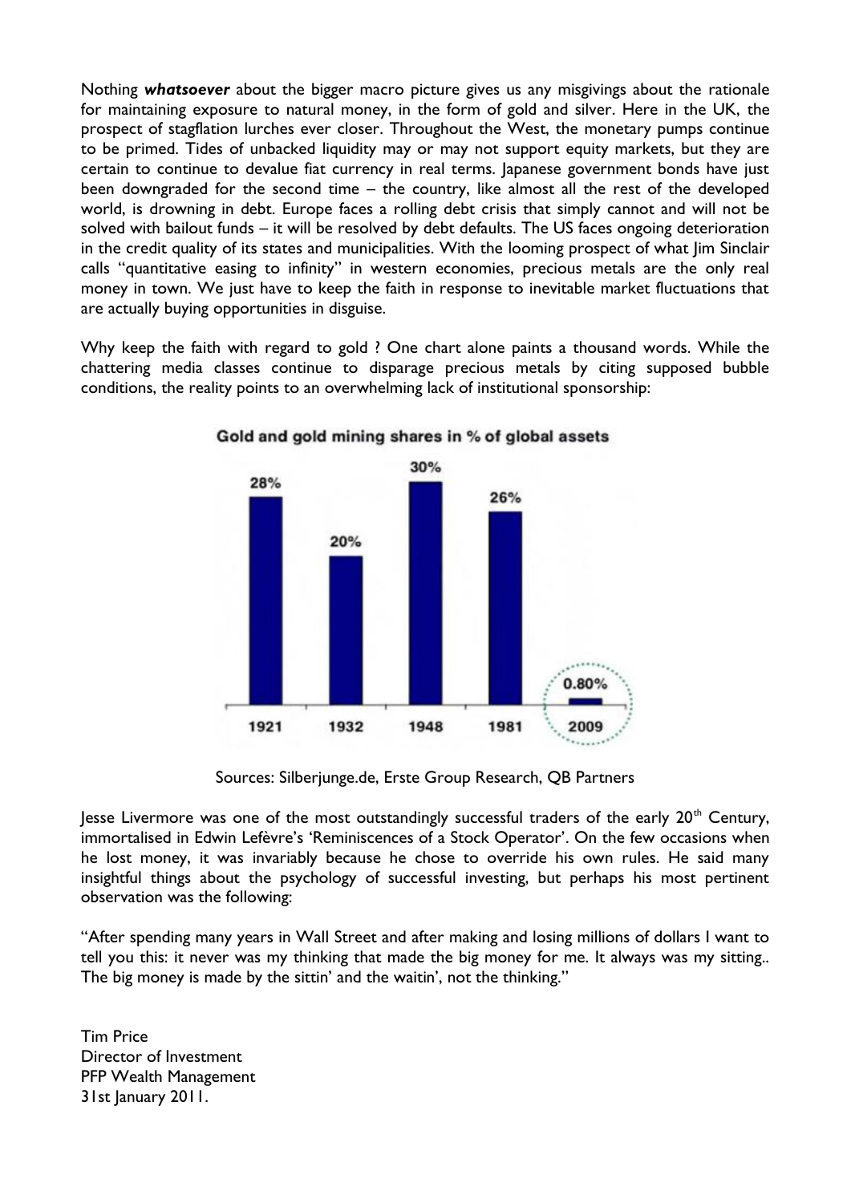Nothing ***whatsoever*** about the bigger macro picture gives us any misgivings about the rationale for maintaining exposure to natural money, in the form of gold and silver. Here in the UK, the prospect of stagflation lurches ever closer. Throughout the West, the monetary pumps continue to be primed. Tides of unbacked liquidity may or may not support equity markets, but they are certain to continue to devalue fiat currency in real terms. Japanese government bonds have just been downgraded for the second time – the country, like almost all the rest of the developed world, is drowning in debt. Europe faces a rolling debt crisis that simply cannot and will not be solved with bailout funds – it will be resolved by debt defaults. The US faces ongoing deterioration in the credit quality of its states and municipalities. With the looming prospect of what Jim Sinclair calls "quantitative easing to infinity" in western economies, precious metals are the only real money in town. We just have to keep the faith in response to inevitable market fluctuations that are actually buying opportunities in disguise.

Why keep the faith with regard to gold ? One chart alone paints a thousand words. While the chattering media classes continue to disparage precious metals by citing supposed bubble conditions, the reality points to an overwhelming lack of institutional sponsorship:

**Gold and gold mining shares in % of global assets**

| 1921 | 1932 | 1948 | 1981 | 2009 |
|---|---|---|---|---|
| 28% | 20% | 30% | 26% | 0.80% |

Sources: Silberjunge.de, Erste Group Research, QB Partners

Jesse Livermore was one of the most outstandingly successful traders of the early 20th Century, immortalised in Edwin Lefèvre's 'Reminiscences of a Stock Operator'. On the few occasions when he lost money, it was invariably because he chose to override his own rules. He said many insightful things about the psychology of successful investing, but perhaps his most pertinent observation was the following:

"After spending many years in Wall Street and after making and losing millions of dollars I want to tell you this: it never was my thinking that made the big money for me. It always was my sitting.. The big money is made by the sittin' and the waitin', not the thinking."

Tim Price
Director of Investment
PFP Wealth Management
31st January 2011.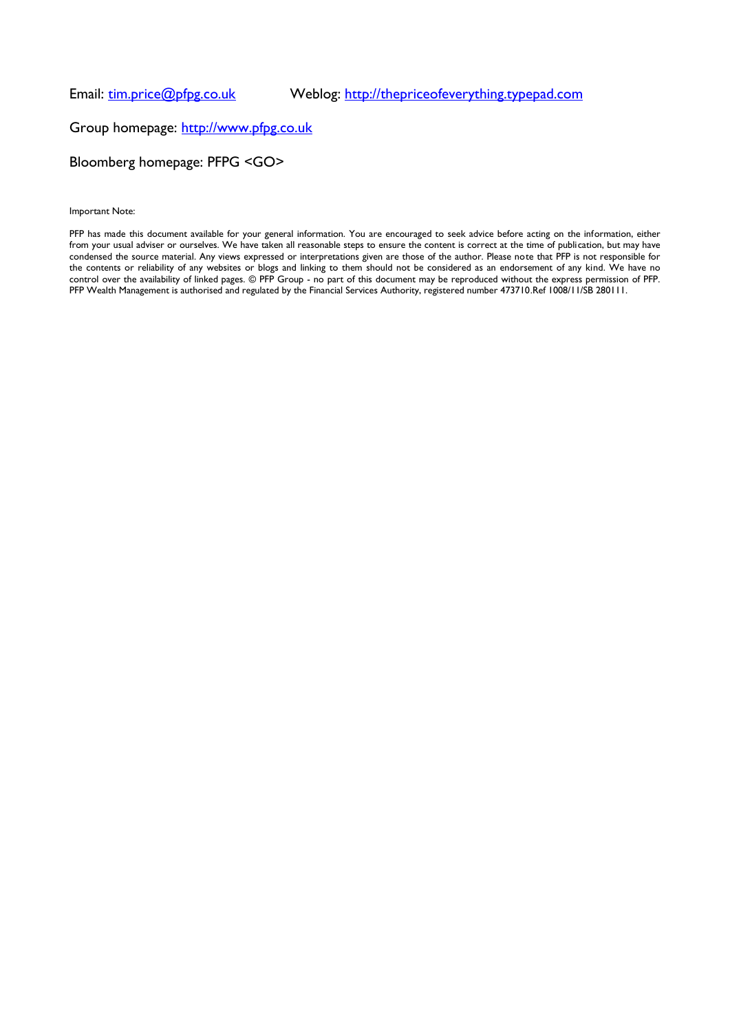Email: [tim.price@pfpg.co.uk](mailto:tim.price@pfpg.co.uk)          Weblog: [http://thepriceofeverything.typepad.com](http://thepriceofeverything.typepad.com)

Group homepage: [http://www.pfpg.co.uk](http://www.pfpg.co.uk)

Bloomberg homepage: PFPG <GO>

Important Note:

PFP has made this document available for your general information. You are encouraged to seek advice before acting on the information, either from your usual adviser or ourselves. We have taken all reasonable steps to ensure the content is correct at the time of publication, but may have condensed the source material. Any views expressed or interpretations given are those of the author. Please note that PFP is not responsible for the contents or reliability of any websites or blogs and linking to them should not be considered as an endorsement of any kind. We have no control over the availability of linked pages. © PFP Group - no part of this document may be reproduced without the express permission of PFP. PFP Wealth Management is authorised and regulated by the Financial Services Authority, registered number 473710.Ref 1008/11/SB 280111.